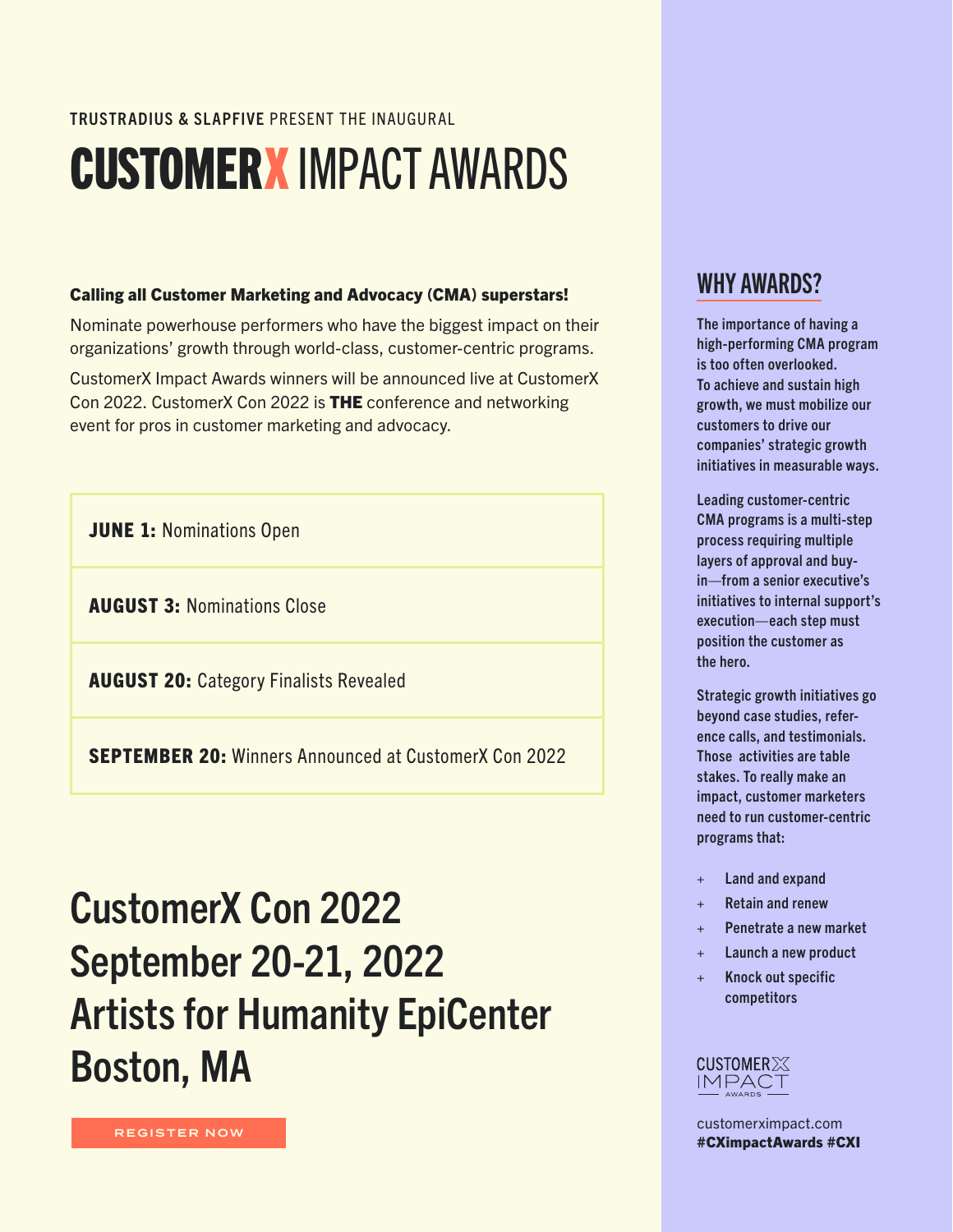TRUSTRADIUS & SLAPFIVE PRESENT THE INAUGURAL

# CUSTOMERX IMPACT AWARDS

**Calling all Customer Marketing and Advocacy (CMA) superstars!**

Nominate powerhouse performers who have the biggest impact on their organizations' growth through world-class, customer-centric programs.

CustomerX Impact Awards winners will be announced live at CustomerX Con 2022. CustomerX Con 2022 is **THE** conference and networking event for pros in customer marketing and advocacy.

**JUNE 1:** Nominations Open

**AUGUST 3:** Nominations Close

**AUGUST 20:** Category Finalists Revealed

**SEPTEMBER 20:** Winners Announced at CustomerX Con 2022

## CustomerX Con 2022
## September 20-21, 2022
## Artists for Humanity EpiCenter
## Boston, MA

REGISTER NOW

## WHY AWARDS?

**The importance of having a high-performing CMA program is too often overlooked. To achieve and sustain high growth, we must mobilize our customers to drive our companies' strategic growth initiatives in measurable ways.**

**Leading customer-centric CMA programs is a multi-step process requiring multiple layers of approval and buy-in—from a senior executive's initiatives to internal support's execution—each step must position the customer as the hero.**

**Strategic growth initiatives go beyond case studies, reference calls, and testimonials. Those activities are table stakes. To really make an impact, customer marketers need to run customer-centric programs that:**

- Land and expand
- Retain and renew
- Penetrate a new market
- Launch a new product
- Knock out specific competitors

CUSTOMERX IMPACT AWARDS

customerximpact.com
**#CXimpactAwards #CXI**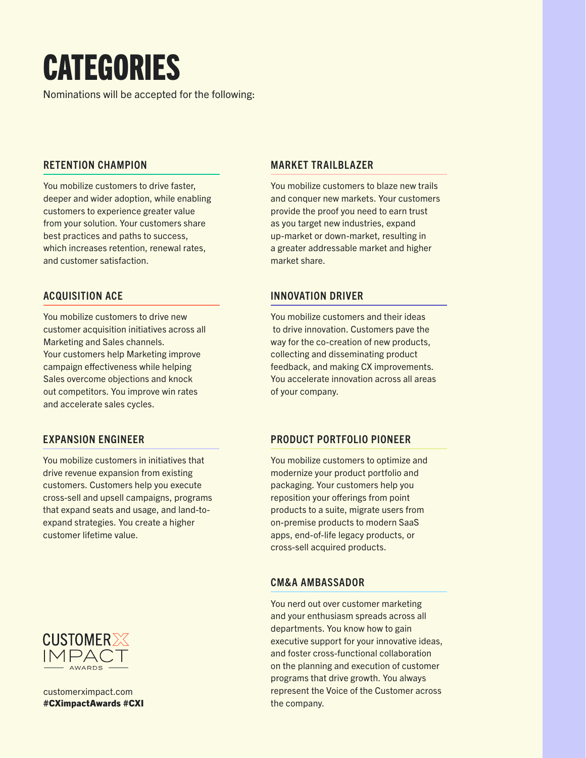# CATEGORIES

Nominations will be accepted for the following:

### RETENTION CHAMPION

You mobilize customers to drive faster, deeper and wider adoption, while enabling customers to experience greater value from your solution. Your customers share best practices and paths to success, which increases retention, renewal rates, and customer satisfaction.

### ACQUISITION ACE

You mobilize customers to drive new customer acquisition initiatives across all Marketing and Sales channels. Your customers help Marketing improve campaign effectiveness while helping Sales overcome objections and knock out competitors. You improve win rates and accelerate sales cycles.

### EXPANSION ENGINEER

You mobilize customers in initiatives that drive revenue expansion from existing customers. Customers help you execute cross-sell and upsell campaigns, programs that expand seats and usage, and land-to-expand strategies. You create a higher customer lifetime value.

### MARKET TRAILBLAZER

You mobilize customers to blaze new trails and conquer new markets. Your customers provide the proof you need to earn trust as you target new industries, expand up-market or down-market, resulting in a greater addressable market and higher market share.

### INNOVATION DRIVER

You mobilize customers and their ideas to drive innovation. Customers pave the way for the co-creation of new products, collecting and disseminating product feedback, and making CX improvements. You accelerate innovation across all areas of your company.

### PRODUCT PORTFOLIO PIONEER

You mobilize customers to optimize and modernize your product portfolio and packaging. Your customers help you reposition your offerings from point products to a suite, migrate users from on-premise products to modern SaaS apps, end-of-life legacy products, or cross-sell acquired products.

### CM&A AMBASSADOR

You nerd out over customer marketing and your enthusiasm spreads across all departments. You know how to gain executive support for your innovative ideas, and foster cross-functional collaboration on the planning and execution of customer programs that drive growth. You always represent the Voice of the Customer across the company.

CUSTOMER X IMPACT AWARDS

customerximpact.com
**#CXimpactAwards #CXI**